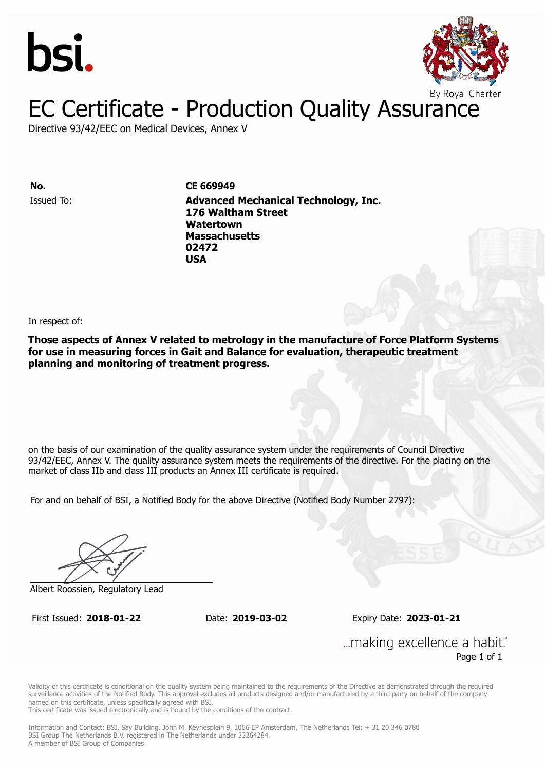bsi.

By Royal Charter

# EC Certificate - Production Quality Assurance

Directive 93/42/EEC on Medical Devices, Annex V

**No.** **CE 669949**

Issued To: **Advanced Mechanical Technology, Inc.**
**176 Waltham Street**
**Watertown**
**Massachusetts**
**02472**
**USA**

In respect of:

**Those aspects of Annex V related to metrology in the manufacture of Force Platform Systems for use in measuring forces in Gait and Balance for evaluation, therapeutic treatment planning and monitoring of treatment progress.**

on the basis of our examination of the quality assurance system under the requirements of Council Directive 93/42/EEC, Annex V. The quality assurance system meets the requirements of the directive. For the placing on the market of class IIb and class III products an Annex III certificate is required.

For and on behalf of BSI, a Notified Body for the above Directive (Notified Body Number 2797):

Albert Roossien, Regulatory Lead

First Issued: **2018-01-22** Date: **2019-03-02** Expiry Date: **2023-01-21**

...making excellence a habit.™

Validity of this certificate is conditional on the quality system being maintained to the requirements of the Directive as demonstrated through the required surveillance activities of the Notified Body. This approval excludes all products designed and/or manufactured by a third party on behalf of the company named on this certificate, unless specifically agreed with BSI.
This certificate was issued electronically and is bound by the conditions of the contract.

Information and Contact: BSI, Say Building, John M. Keynesplein 9, 1066 EP Amsterdam, The Netherlands Tel: + 31 20 346 0780
BSI Group The Netherlands B.V. registered in The Netherlands under 33264284.
A member of BSI Group of Companies.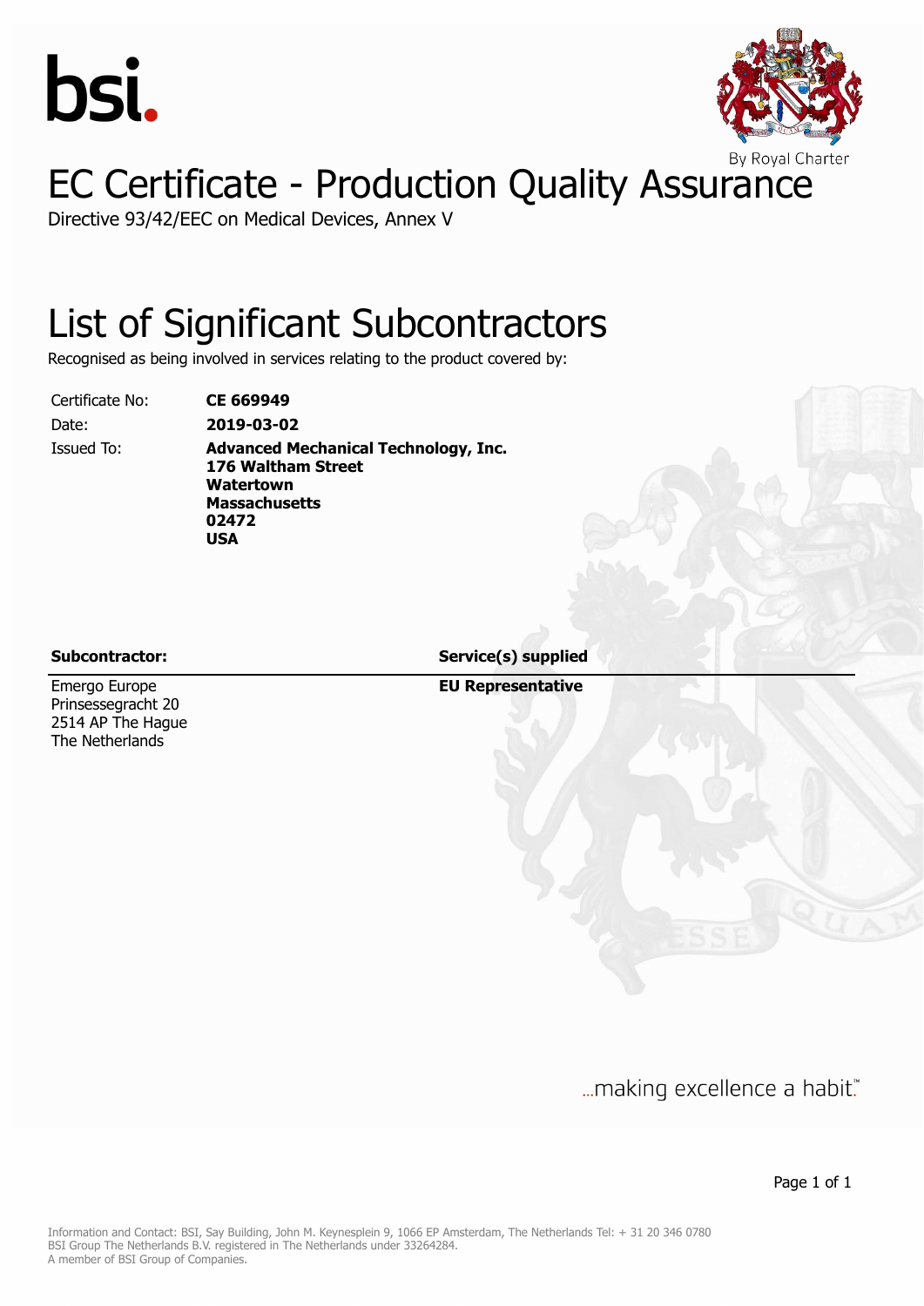bsi.

By Royal Charter

# EC Certificate - Production Quality Assurance

Directive 93/42/EEC on Medical Devices, Annex V

# List of Significant Subcontractors

Recognised as being involved in services relating to the product covered by:

| | |
|---|---|
| Certificate No: | **CE 669949** |
| Date: | **2019-03-02** |
| Issued To: | **Advanced Mechanical Technology, Inc.<br>176 Waltham Street<br>Watertown<br>Massachusetts<br>02472<br>USA** |

| **Subcontractor:** | **Service(s) supplied** |
|---|---|
| Emergo Europe<br>Prinsessegracht 20<br>2514 AP The Hague<br>The Netherlands | **EU Representative** |

...making excellence a habit.™

Information and Contact: BSI, Say Building, John M. Keynesplein 9, 1066 EP Amsterdam, The Netherlands Tel: + 31 20 346 0780
BSI Group The Netherlands B.V. registered in The Netherlands under 33264284.
A member of BSI Group of Companies.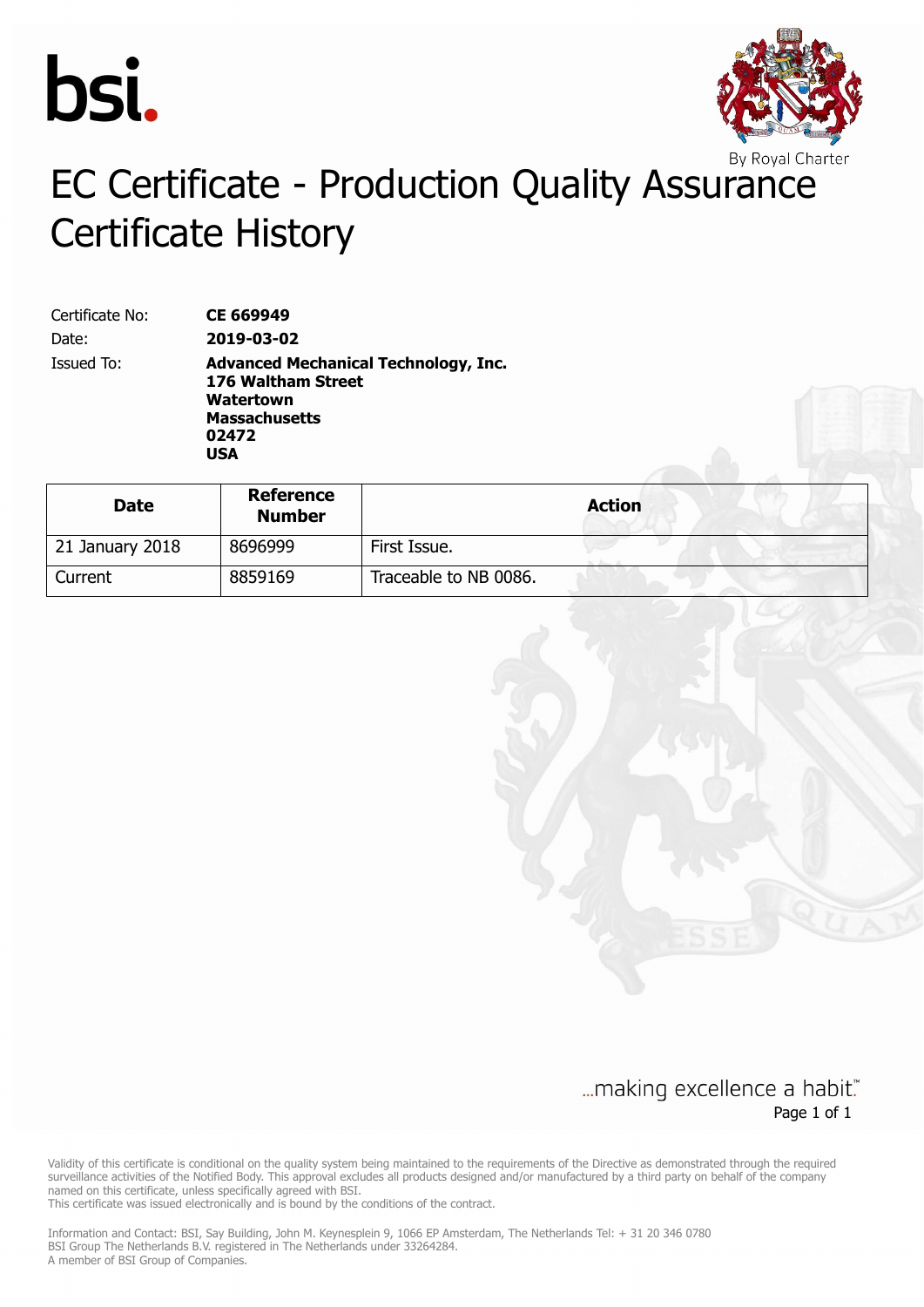bsi.

By Royal Charter

# EC Certificate - Production Quality Assurance Certificate History

Certificate No: **CE 669949**
Date: **2019-03-02**
Issued To: **Advanced Mechanical Technology, Inc.**
**176 Waltham Street**
**Watertown**
**Massachusetts**
**02472**
**USA**

| Date | Reference Number | Action |
|---|---|---|
| 21 January 2018 | 8696999 | First Issue. |
| Current | 8859169 | Traceable to NB 0086. |

...making excellence a habit.™

Validity of this certificate is conditional on the quality system being maintained to the requirements of the Directive as demonstrated through the required surveillance activities of the Notified Body. This approval excludes all products designed and/or manufactured by a third party on behalf of the company named on this certificate, unless specifically agreed with BSI.
This certificate was issued electronically and is bound by the conditions of the contract.

Information and Contact: BSI, Say Building, John M. Keynesplein 9, 1066 EP Amsterdam, The Netherlands Tel: + 31 20 346 0780
BSI Group The Netherlands B.V. registered in The Netherlands under 33264284.
A member of BSI Group of Companies.